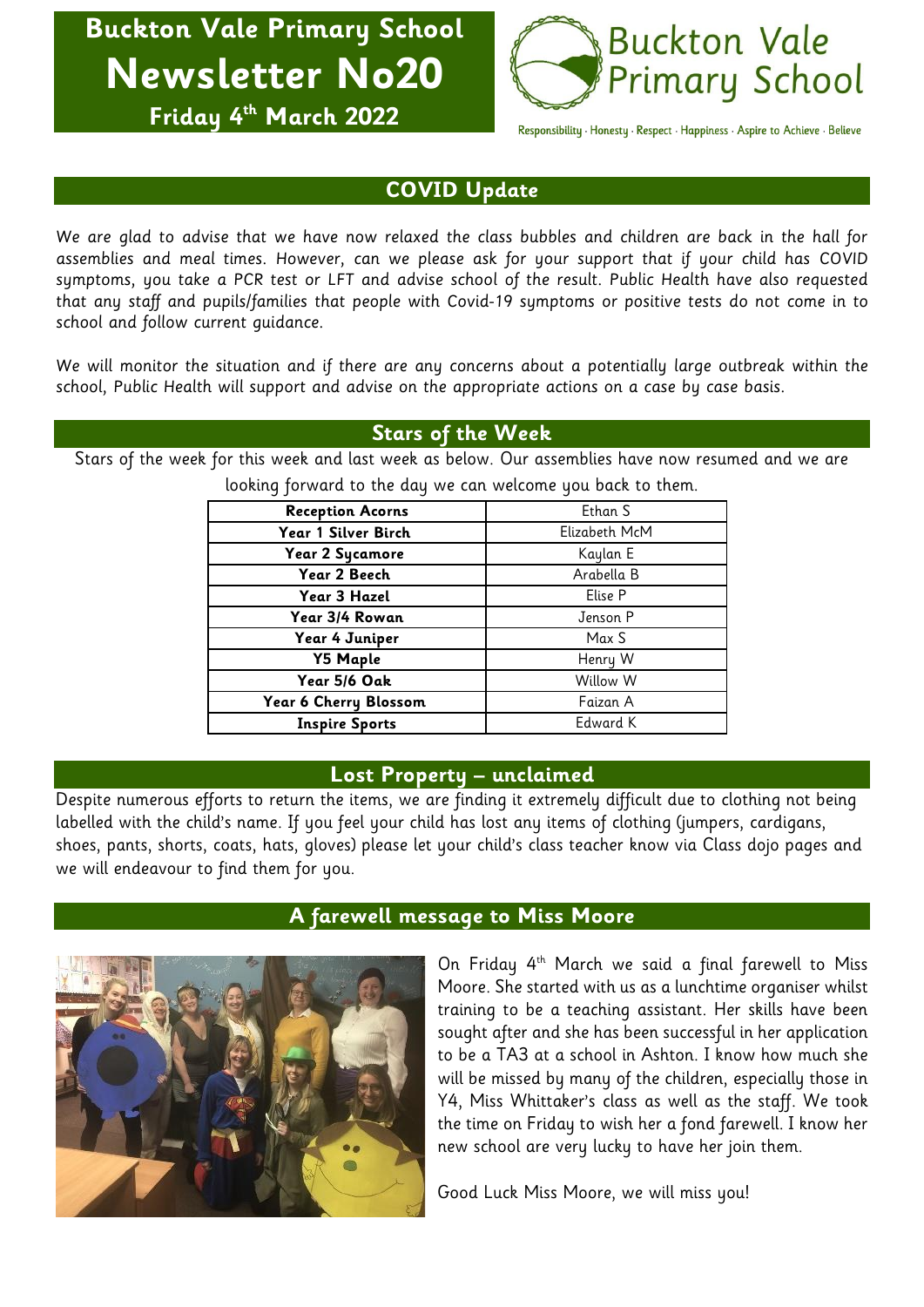# Buckton Vale Primary School

# Newsletter No20

**Friday 4th March 2022**

Buckton Vale Primary School

Responsibility · Honesty · Respect · Happiness · Aspire to Achieve · Believe

## COVID Update

*We are glad to advise that we have now relaxed the class bubbles and children are back in the hall for assemblies and meal times. However, can we please ask for your support that if your child has COVID symptoms, you take a PCR test or LFT and advise school of the result. Public Health have also requested that any staff and pupils/families that people with Covid-19 symptoms or positive tests do not come in to school and follow current guidance.*

*We will monitor the situation and if there are any concerns about a potentially large outbreak within the school, Public Health will support and advise on the appropriate actions on a case by case basis.*

## Stars of the Week

Stars of the week for this week and last week as below. Our assemblies have now resumed and we are looking forward to the day we can welcome you back to them.

| Class | Star |
|---|---|
| **Reception Acorns** | Ethan S |
| **Year 1 Silver Birch** | Elizabeth McM |
| **Year 2 Sycamore** | Kaylan E |
| **Year 2 Beech** | Arabella B |
| **Year 3 Hazel** | Elise P |
| **Year 3/4 Rowan** | Jenson P |
| **Year 4 Juniper** | Max S |
| **Y5 Maple** | Henry W |
| **Year 5/6 Oak** | Willow W |
| **Year 6 Cherry Blossom** | Faizan A |
| **Inspire Sports** | Edward K |

## Lost Property – unclaimed

Despite numerous efforts to return the items, we are finding it extremely difficult due to clothing not being labelled with the child's name. If you feel your child has lost any items of clothing (jumpers, cardigans, shoes, pants, shorts, coats, hats, gloves) please let your child's class teacher know via Class dojo pages and we will endeavour to find them for you.

## A farewell message to Miss Moore

On Friday 4th March we said a final farewell to Miss Moore. She started with us as a lunchtime organiser whilst training to be a teaching assistant. Her skills have been sought after and she has been successful in her application to be a TA3 at a school in Ashton. I know how much she will be missed by many of the children, especially those in Y4, Miss Whittaker's class as well as the staff. We took the time on Friday to wish her a fond farewell. I know her new school are very lucky to have her join them.

Good Luck Miss Moore, we will miss you!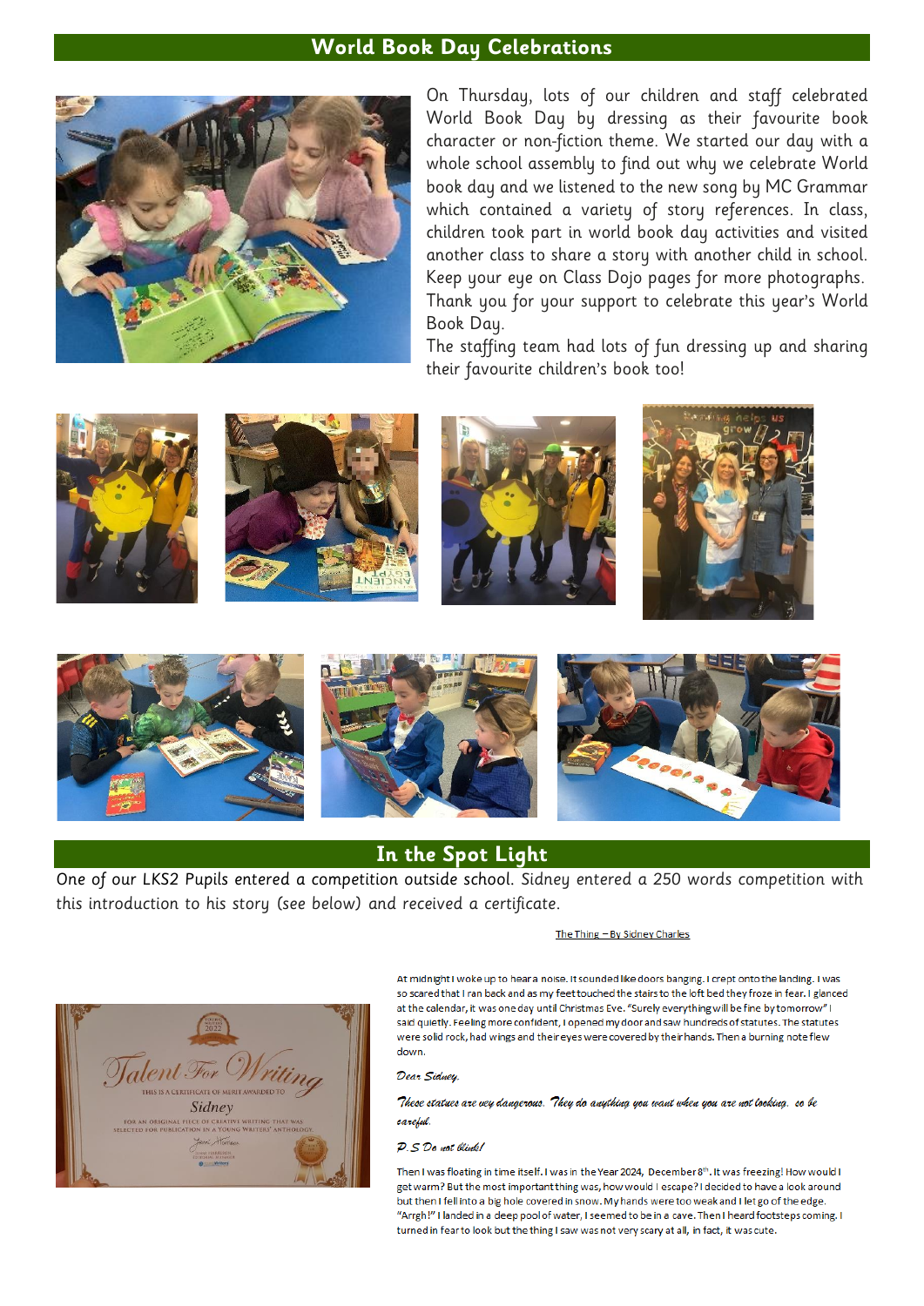## World Book Day Celebrations

On Thursday, lots of our children and staff celebrated World Book Day by dressing as their favourite book character or non-fiction theme. We started our day with a whole school assembly to find out why we celebrate World book day and we listened to the new song by MC Grammar which contained a variety of story references. In class, children took part in world book day activities and visited another class to share a story with another child in school. Keep your eye on Class Dojo pages for more photographs. Thank you for your support to celebrate this year's World Book Day.

The staffing team had lots of fun dressing up and sharing their favourite children's book too!

## In the Spot Light

One of our LKS2 Pupils entered a competition outside school. Sidney entered a 250 words competition with this introduction to his story (see below) and received a certificate.

The Thing – By Sidney Charles

At midnight I woke up to hear a noise. It sounded like doors banging. I crept onto the landing. I was so scared that I ran back and as my feet touched the stairs to the loft bed they froze in fear. I glanced at the calendar, it was one day until Christmas Eve. "Surely everything will be fine by tomorrow" I said quietly. Feeling more confident, I opened my door and saw hundreds of statutes. The statutes were solid rock, had wings and their eyes were covered by their hands. Then a burning note flew down.

*Dear Sidney,*

*These statues are very dangerous. They do anything you want when you are not looking, so be careful.*

*P.S Do not blink!*

Then I was floating in time itself. I was in the Year 2024, December 8th. It was freezing! How would I get warm? But the most important thing was, how would I escape? I decided to have a look around but then I fell into a big hole covered in snow. My hands were too weak and I let go of the edge. "Arrgh!" I landed in a deep pool of water, I seemed to be in a cave. Then I heard footsteps coming. I turned in fear to look but the thing I saw was not very scary at all, in fact, it was cute.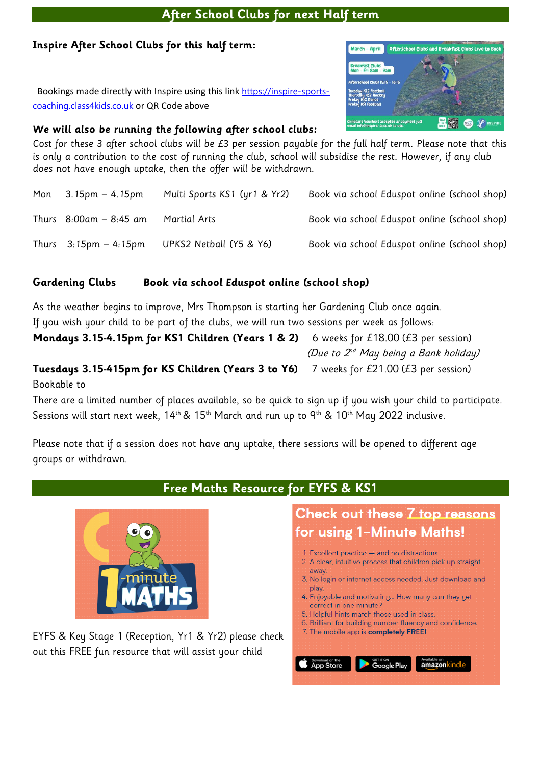## After School Clubs for next Half term

**Inspire After School Clubs for this half term:**

Bookings made directly with Inspire using this link [https://inspire-sports-coaching.class4kids.co.uk](https://inspire-sports-coaching.class4kids.co.uk) or QR Code above

***We will also be running the following after school clubs:***

Cost for these 3 after school clubs will be £3 per session payable for the full half term. Please note that this is only a contribution to the cost of running the club, school will subsidise the rest. However, if any club does not have enough uptake, then the offer will be withdrawn.

| | | | |
|---|---|---|---|
| Mon | 3.15pm – 4.15pm | Multi Sports KS1 (yr1 & Yr2) | Book via school Eduspot online (school shop) |
| Thurs | 8:00am – 8:45 am | Martial Arts | Book via school Eduspot online (school shop) |
| Thurs | 3:15pm – 4:15pm | UPKS2 Netball (Y5 & Y6) | Book via school Eduspot online (school shop) |

**Gardening Clubs** **Book via school Eduspot online (school shop)**

As the weather begins to improve, Mrs Thompson is starting her Gardening Club once again.
If you wish your child to be part of the clubs, we will run two sessions per week as follows:

**Mondays 3.15-4.15pm for KS1 Children (Years 1 & 2)** 6 weeks for £18.00 (£3 per session) *(Due to 2nd May being a Bank holiday)*

**Tuesdays 3.15-415pm for KS Children (Years 3 to Y6)** 7 weeks for £21.00 (£3 per session)

Bookable to

There are a limited number of places available, so be quick to sign up if you wish your child to participate. Sessions will start next week, 14th & 15th March and run up to 9th & 10th May 2022 inclusive.

Please note that if a session does not have any uptake, there sessions will be opened to different age groups or withdrawn.

## Free Maths Resource for EYFS & KS1

EYFS & Key Stage 1 (Reception, Yr1 & Yr2) please check out this FREE fun resource that will assist your child

**Check out these 7 top reasons for using 1-Minute Maths!**

1. Excellent practice — and no distractions.
2. A clear, intuitive process that children pick up straight away.
3. No login or internet access needed. Just download and play.
4. Enjoyable and motivating... How many can they get correct in one minute?
5. Helpful hints match those used in class.
6. Brilliant for building number fluency and confidence.
7. The mobile app is **completely FREE!**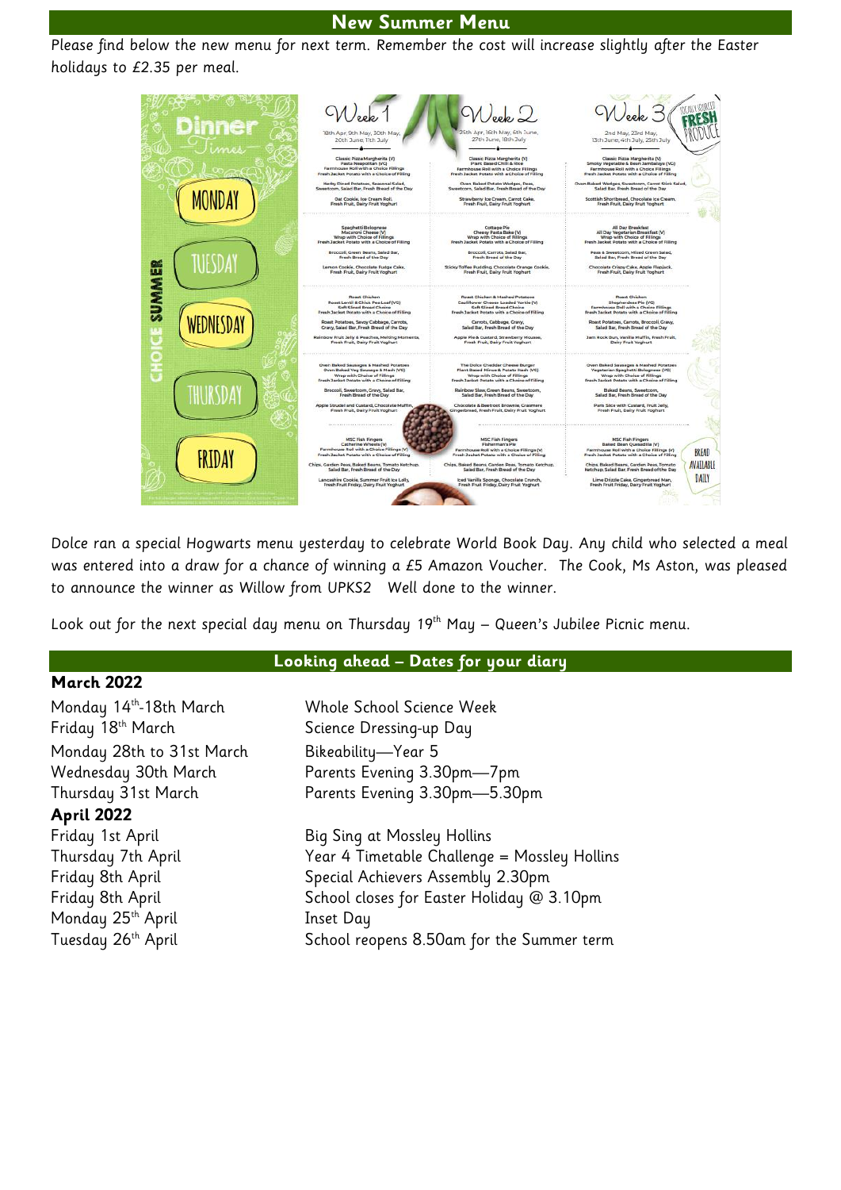## New Summer Menu

*Please find below the new menu for next term. Remember the cost will increase slightly after the Easter holidays to £2.35 per meal.*

Dinner Times — CHOICE SUMMER

| | Week 1 | Week 2 | Week 3 |
|---|---|---|---|
| | 18th Apr, 9th May, 30th May, 20th June, 11th July | 25th Apr, 16th May, 6th June, 27th June, 18th July | 2nd May, 23rd May, 13th June, 4th July, 25th July |
| MONDAY | Classic Pizza Margherita (V) Pasta Neapolitan (VG) Farmhouse Roll with a Choice Fillings Fresh Jacket Potato with a Choice of Filling. Herby Diced Potatoes, Seasonal Salad, Sweetcorn, Salad Bar, Fresh Bread of the Day. Oat Cookie, Ice Cream Roll, Fresh Fruit, Dairy Fruit Yoghurt | Classic Pizza Margherita (V) Plant Based Chilli & Rice Farmhouse Roll with a Choice Fillings Fresh Jacket Potato with a Choice of Filling. Oven Baked Potato Wedges, Peas, Sweetcorn, Salad Bar, Fresh Bread of the Day. Strawberry Ice Cream, Carrot Cake, Fresh Fruit, Dairy Fruit Yoghurt | Classic Pizza Margherita (V) Smoky Vegetable & Bean Jambalaya (VG) Farmhouse Roll with a Choice of Filling Fresh Jacket Potato with a Choice of Filling. Oven Baked Wedges, Sweetcorn, Carrot Stick Salad, Salad Bar, Fresh Bread of the Day. Scottish Shortbread, Chocolate Ice Cream, Fresh Fruit, Dairy Fruit Yoghurt |
| TUESDAY | Spaghetti Bolognese Macaroni Cheese (V) Wrap with Choice of Fillings Fresh Jacket Potato with a Choice of Filling. Broccoli, Green Beans, Salad Bar, Fresh Bread of the Day. Lemon Cookie, Chocolate Fudge Cake, Fresh Fruit, Dairy Fruit Yoghurt | Cottage Pie Cheesy Pasta Bake (V) Wrap with Choice of Fillings Fresh Jacket Potato with a Choice of Filling. Broccoli, Carrots, Salad Bar, Fresh Bread of the Day. Sticky Toffee Pudding, Chocolate Orange Cookie, Fresh Fruit, Dairy Fruit Yoghurt | All Day Breakfast All Day Vegetarian Breakfast (V) Wrap with Choice of Fillings Fresh Jacket Potato with a Choice of Filling. Peas & Sweetcorn, Mixed Green Salad, Salad Bar, Fresh Bread of the Day. Chocolate Crispy Cake, Apple Flapjack, Fresh Fruit, Dairy Fruit Yoghurt |
| WEDNESDAY | Roast Chicken Roast Lentil & Chick Pea Loaf (VG) Soft Sliced Bread Choice Fresh Jacket Potato with a Choice of Filling. Roast Potatoes, Savoy Cabbage, Carrots, Gravy, Salad Bar, Fresh Bread of the Day. Rainbow Fruit Jelly & Peaches, Melting Moments, Fresh Fruit, Dairy Fruit Yoghurt | Roast Chicken & Mashed Potatoes Cauliflower Cheese Loaded Yorkie (V) Soft Sliced Bread Choice Fresh Jacket Potato with a Choice of Filling. Carrots, Cabbage, Gravy, Salad Bar, Fresh Bread of the Day. Apple Pie & Custard, Strawberry Mousse, Fresh Fruit, Dairy Fruit Yoghurt | Roast Chicken Shepherdess Pie (VG) Farmhouse Roll with a Choice Fillings Fresh Jacket Potato with a Choice of Filling. Roast Potatoes, Carrots, Broccoli, Gravy, Salad Bar, Fresh Bread of the Day. Jam Rock Bun, Vanilla Muffin, Fresh Fruit, Dairy Fruit Yoghurt |
| THURSDAY | Oven Baked Sausages & Mashed Potatoes Oven Baked Veg Sausage & Mash (VG) Wrap with Choice of Fillings Fresh Jacket Potato with a Choice of Filling. Broccoli, Sweetcorn, Gravy, Salad Bar, Fresh Bread of the Day. Apple Strudel and Custard, Chocolate Muffin, Fresh Fruit, Dairy Fruit Yoghurt | The Dolce Cheddar Cheese Burger Plant Based Mince & Potato Hash (VG) Wrap with Choice of Fillings Fresh Jacket Potato with a Choice of Filling. Rainbow Slaw, Green Beans, Sweetcorn, Salad Bar, Fresh Bread of the Day. Chocolate & Beetroot Brownie, Grasmere Gingerbread, Fresh Fruit, Dairy Fruit Yoghurt | Oven Baked Sausages & Mashed Potatoes Vegetarian Spaghetti Bolognese (VG) Wrap with Choice of Fillings Fresh Jacket Potato with a Choice of Filling. Baked Beans, Sweetcorn, Salad Bar, Fresh Bread of the Day. Paris Slice with Custard, Fruit Jelly, Fresh Fruit, Dairy Fruit Yoghurt |
| FRIDAY | MSC Fish Fingers Catherine Wheels (V) Farmhouse Roll with a Choice Fillings (V) Fresh Jacket Potato with a Choice of Filling. Chips, Garden Peas, Baked Beans, Tomato Ketchup, Salad Bar, Fresh Bread of the Day. Lancashire Cookie, Summer Fruit Ice Lolly, Fresh Fruit Friday, Dairy Fruit Yoghurt | MSC Fish Fingers Fisherman's Pie Farmhouse Roll with a Choice Fillings (V) Fresh Jacket Potato with a Choice of Filling. Chips, Baked Beans, Garden Peas, Tomato Ketchup, Salad Bar, Fresh Bread of the Day. Iced Vanilla Sponge, Chocolate Crunch, Fresh Fruit Friday, Dairy Fruit Yoghurt | MSC Fish Fingers Baked Bean Quesadilla (V) Farmhouse Roll with a Choice Fillings (V) Fresh Jacket Potato with a Choice of Filling. Chips, Baked Beans, Garden Peas, Tomato Ketchup, Salad Bar, Fresh Bread of the Day. Lime Drizzle Cake, Gingerbread Man, Fresh Fruit Friday, Dairy Fruit Yoghurt |

LOCALLY SOURCED FRESH PRODUCE

BREAD AVAILABLE DAILY

Dolce ran a special Hogwarts menu yesterday to celebrate World Book Day. Any child who selected a meal was entered into a draw for a chance of winning a £5 Amazon Voucher. The Cook, Ms Aston, was pleased to announce the winner as Willow from UPKS2 Well done to the winner.

Look out for the next special day menu on Thursday 19th May – Queen's Jubilee Picnic menu.

## Looking ahead – Dates for your diary

**March 2022**

| | |
|---|---|
| Monday 14th-18th March | Whole School Science Week |
| Friday 18th March | Science Dressing-up Day |
| Monday 28th to 31st March | Bikeability—Year 5 |
| Wednesday 30th March | Parents Evening 3.30pm—7pm |
| Thursday 31st March | Parents Evening 3.30pm—5.30pm |

**April 2022**

| | |
|---|---|
| Friday 1st April | Big Sing at Mossley Hollins |
| Thursday 7th April | Year 4 Timetable Challenge = Mossley Hollins |
| Friday 8th April | Special Achievers Assembly 2.30pm |
| Friday 8th April | School closes for Easter Holiday @ 3.10pm |
| Monday 25th April | Inset Day |
| Tuesday 26th April | School reopens 8.50am for the Summer term |